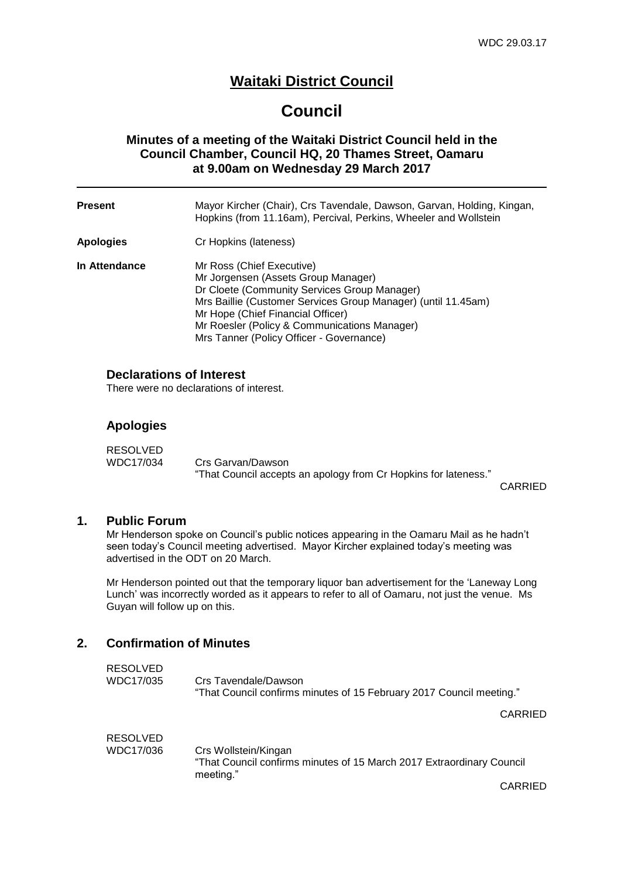# Waitaki District Council

# Council

### Minutes of a meeting of the Waitaki District Council held in the Council Chamber, Council HQ, 20 Thames Street, Oamaru at 9.00am on Wednesday 29 March 2017

---

| | |
|---|---|
| **Present** | Mayor Kircher (Chair), Crs Tavendale, Dawson, Garvan, Holding, Kingan, Hopkins (from 11.16am), Percival, Perkins, Wheeler and Wollstein |
| **Apologies** | Cr Hopkins (lateness) |
| **In Attendance** | Mr Ross (Chief Executive)<br>Mr Jorgensen (Assets Group Manager)<br>Dr Cloete (Community Services Group Manager)<br>Mrs Baillie (Customer Services Group Manager) (until 11.45am)<br>Mr Hope (Chief Financial Officer)<br>Mr Roesler (Policy & Communications Manager)<br>Mrs Tanner (Policy Officer - Governance) |

## Declarations of Interest

There were no declarations of interest.

## Apologies

RESOLVED
WDC17/034 Crs Garvan/Dawson
"That Council accepts an apology from Cr Hopkins for lateness."

CARRIED

## 1. Public Forum

Mr Henderson spoke on Council's public notices appearing in the Oamaru Mail as he hadn't seen today's Council meeting advertised. Mayor Kircher explained today's meeting was advertised in the ODT on 20 March.

Mr Henderson pointed out that the temporary liquor ban advertisement for the 'Laneway Long Lunch' was incorrectly worded as it appears to refer to all of Oamaru, not just the venue. Ms Guyan will follow up on this.

## 2. Confirmation of Minutes

RESOLVED
WDC17/035 Crs Tavendale/Dawson
"That Council confirms minutes of 15 February 2017 Council meeting."

CARRIED

RESOLVED
WDC17/036 Crs Wollstein/Kingan
"That Council confirms minutes of 15 March 2017 Extraordinary Council meeting."

CARRIED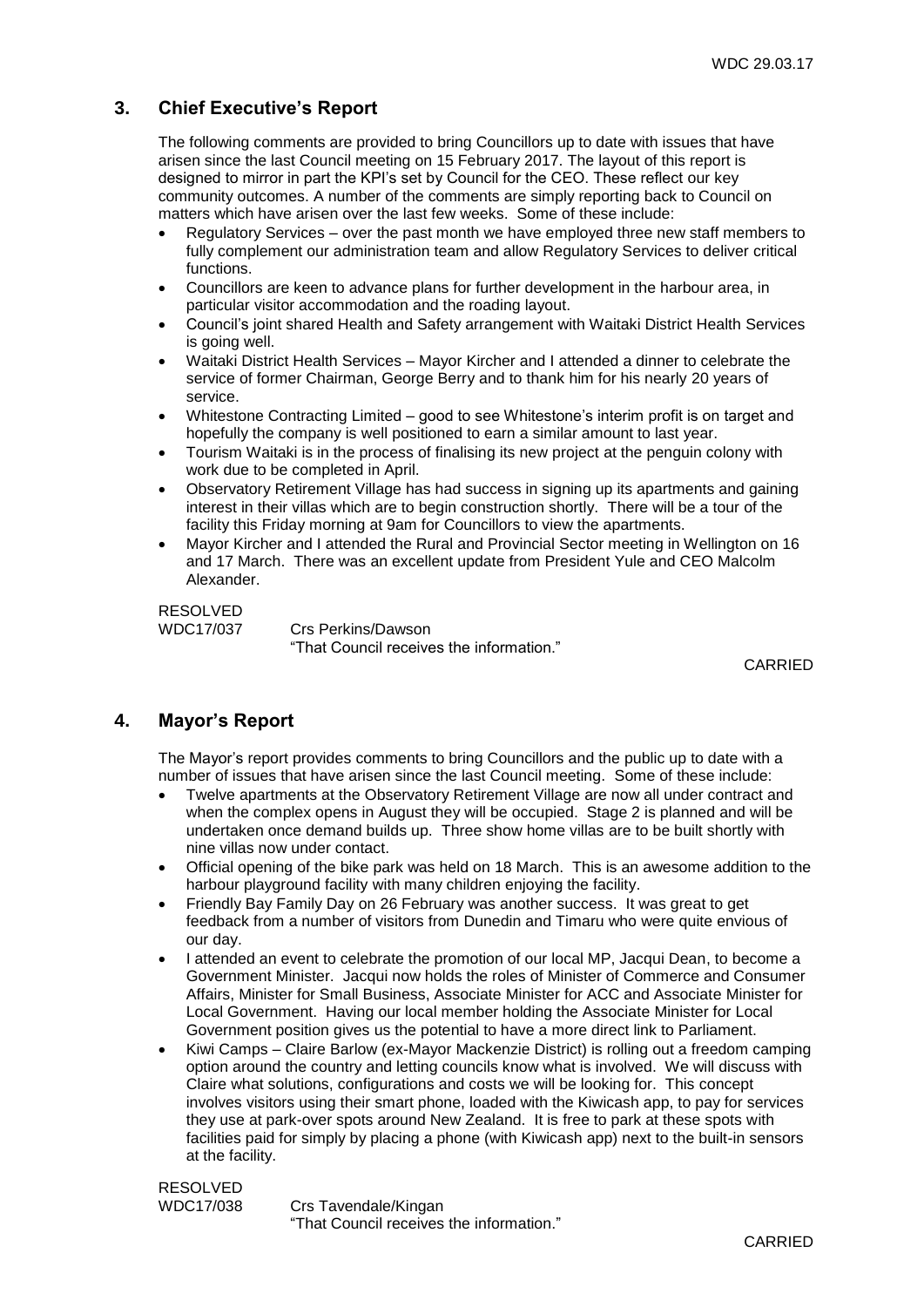## 3. Chief Executive's Report

The following comments are provided to bring Councillors up to date with issues that have arisen since the last Council meeting on 15 February 2017. The layout of this report is designed to mirror in part the KPI's set by Council for the CEO. These reflect our key community outcomes. A number of the comments are simply reporting back to Council on matters which have arisen over the last few weeks. Some of these include:

- Regulatory Services – over the past month we have employed three new staff members to fully complement our administration team and allow Regulatory Services to deliver critical functions.
- Councillors are keen to advance plans for further development in the harbour area, in particular visitor accommodation and the roading layout.
- Council's joint shared Health and Safety arrangement with Waitaki District Health Services is going well.
- Waitaki District Health Services – Mayor Kircher and I attended a dinner to celebrate the service of former Chairman, George Berry and to thank him for his nearly 20 years of service.
- Whitestone Contracting Limited – good to see Whitestone's interim profit is on target and hopefully the company is well positioned to earn a similar amount to last year.
- Tourism Waitaki is in the process of finalising its new project at the penguin colony with work due to be completed in April.
- Observatory Retirement Village has had success in signing up its apartments and gaining interest in their villas which are to begin construction shortly. There will be a tour of the facility this Friday morning at 9am for Councillors to view the apartments.
- Mayor Kircher and I attended the Rural and Provincial Sector meeting in Wellington on 16 and 17 March. There was an excellent update from President Yule and CEO Malcolm Alexander.

RESOLVED
WDC17/037 Crs Perkins/Dawson
"That Council receives the information."

CARRIED

## 4. Mayor's Report

The Mayor's report provides comments to bring Councillors and the public up to date with a number of issues that have arisen since the last Council meeting. Some of these include:

- Twelve apartments at the Observatory Retirement Village are now all under contract and when the complex opens in August they will be occupied. Stage 2 is planned and will be undertaken once demand builds up. Three show home villas are to be built shortly with nine villas now under contact.
- Official opening of the bike park was held on 18 March. This is an awesome addition to the harbour playground facility with many children enjoying the facility.
- Friendly Bay Family Day on 26 February was another success. It was great to get feedback from a number of visitors from Dunedin and Timaru who were quite envious of our day.
- I attended an event to celebrate the promotion of our local MP, Jacqui Dean, to become a Government Minister. Jacqui now holds the roles of Minister of Commerce and Consumer Affairs, Minister for Small Business, Associate Minister for ACC and Associate Minister for Local Government. Having our local member holding the Associate Minister for Local Government position gives us the potential to have a more direct link to Parliament.
- Kiwi Camps – Claire Barlow (ex-Mayor Mackenzie District) is rolling out a freedom camping option around the country and letting councils know what is involved. We will discuss with Claire what solutions, configurations and costs we will be looking for. This concept involves visitors using their smart phone, loaded with the Kiwicash app, to pay for services they use at park-over spots around New Zealand. It is free to park at these spots with facilities paid for simply by placing a phone (with Kiwicash app) next to the built-in sensors at the facility.

RESOLVED
WDC17/038 Crs Tavendale/Kingan
"That Council receives the information."

CARRIED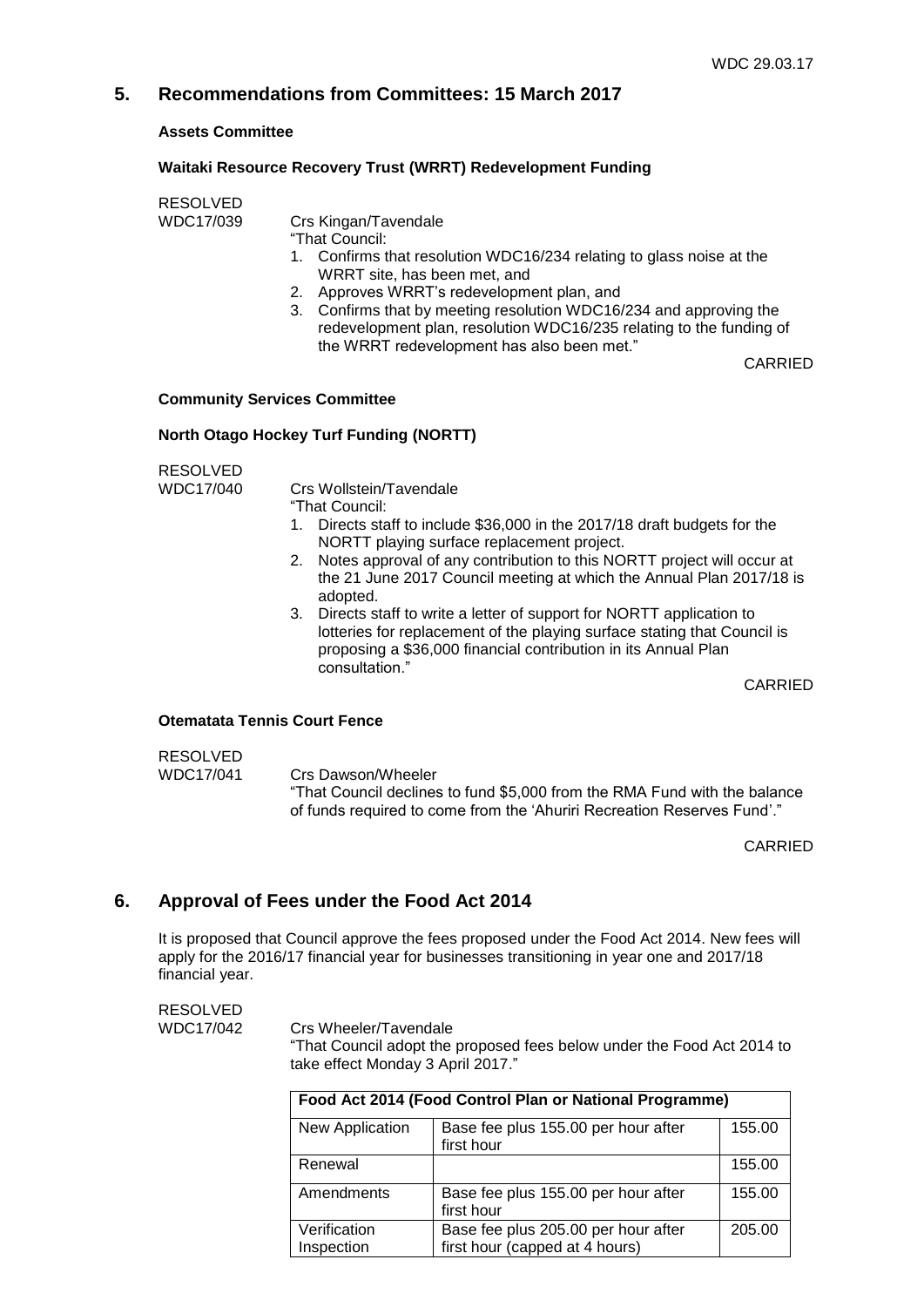## 5. Recommendations from Committees: 15 March 2017

**Assets Committee**

**Waitaki Resource Recovery Trust (WRRT) Redevelopment Funding**

RESOLVED
WDC17/039 Crs Kingan/Tavendale

"That Council:

1. Confirms that resolution WDC16/234 relating to glass noise at the WRRT site, has been met, and
2. Approves WRRT's redevelopment plan, and
3. Confirms that by meeting resolution WDC16/234 and approving the redevelopment plan, resolution WDC16/235 relating to the funding of the WRRT redevelopment has also been met."

CARRIED

**Community Services Committee**

**North Otago Hockey Turf Funding (NORTT)**

RESOLVED
WDC17/040 Crs Wollstein/Tavendale

"That Council:

1. Directs staff to include $36,000 in the 2017/18 draft budgets for the NORTT playing surface replacement project.
2. Notes approval of any contribution to this NORTT project will occur at the 21 June 2017 Council meeting at which the Annual Plan 2017/18 is adopted.
3. Directs staff to write a letter of support for NORTT application to lotteries for replacement of the playing surface stating that Council is proposing a $36,000 financial contribution in its Annual Plan consultation."

CARRIED

**Otematata Tennis Court Fence**

RESOLVED
WDC17/041 Crs Dawson/Wheeler

"That Council declines to fund $5,000 from the RMA Fund with the balance of funds required to come from the 'Ahuriri Recreation Reserves Fund'."

CARRIED

## 6. Approval of Fees under the Food Act 2014

It is proposed that Council approve the fees proposed under the Food Act 2014. New fees will apply for the 2016/17 financial year for businesses transitioning in year one and 2017/18 financial year.

RESOLVED
WDC17/042 Crs Wheeler/Tavendale

"That Council adopt the proposed fees below under the Food Act 2014 to take effect Monday 3 April 2017."

| Food Act 2014 (Food Control Plan or National Programme) | | |
|---|---|---|
| New Application | Base fee plus 155.00 per hour after first hour | 155.00 |
| Renewal | | 155.00 |
| Amendments | Base fee plus 155.00 per hour after first hour | 155.00 |
| Verification Inspection | Base fee plus 205.00 per hour after first hour (capped at 4 hours) | 205.00 |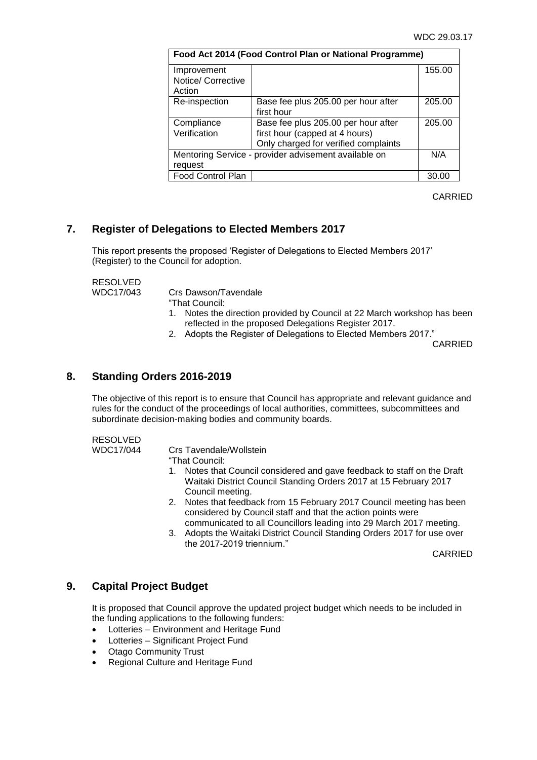| Food Act 2014 (Food Control Plan or National Programme) | | |
|---|---|---|
| Improvement Notice/ Corrective Action | | 155.00 |
| Re-inspection | Base fee plus 205.00 per hour after first hour | 205.00 |
| Compliance Verification | Base fee plus 205.00 per hour after first hour (capped at 4 hours) Only charged for verified complaints | 205.00 |
| Mentoring Service - provider advisement available on request | | N/A |
| Food Control Plan | | 30.00 |

CARRIED

## 7. Register of Delegations to Elected Members 2017

This report presents the proposed 'Register of Delegations to Elected Members 2017' (Register) to the Council for adoption.

RESOLVED
WDC17/043 Crs Dawson/Tavendale

"That Council:

1. Notes the direction provided by Council at 22 March workshop has been reflected in the proposed Delegations Register 2017.
2. Adopts the Register of Delegations to Elected Members 2017."

CARRIED

## 8. Standing Orders 2016-2019

The objective of this report is to ensure that Council has appropriate and relevant guidance and rules for the conduct of the proceedings of local authorities, committees, subcommittees and subordinate decision-making bodies and community boards.

RESOLVED
WDC17/044 Crs Tavendale/Wollstein

"That Council:

1. Notes that Council considered and gave feedback to staff on the Draft Waitaki District Council Standing Orders 2017 at 15 February 2017 Council meeting.
2. Notes that feedback from 15 February 2017 Council meeting has been considered by Council staff and that the action points were communicated to all Councillors leading into 29 March 2017 meeting.
3. Adopts the Waitaki District Council Standing Orders 2017 for use over the 2017-2019 triennium."

CARRIED

## 9. Capital Project Budget

It is proposed that Council approve the updated project budget which needs to be included in the funding applications to the following funders:

- Lotteries – Environment and Heritage Fund
- Lotteries – Significant Project Fund
- Otago Community Trust
- Regional Culture and Heritage Fund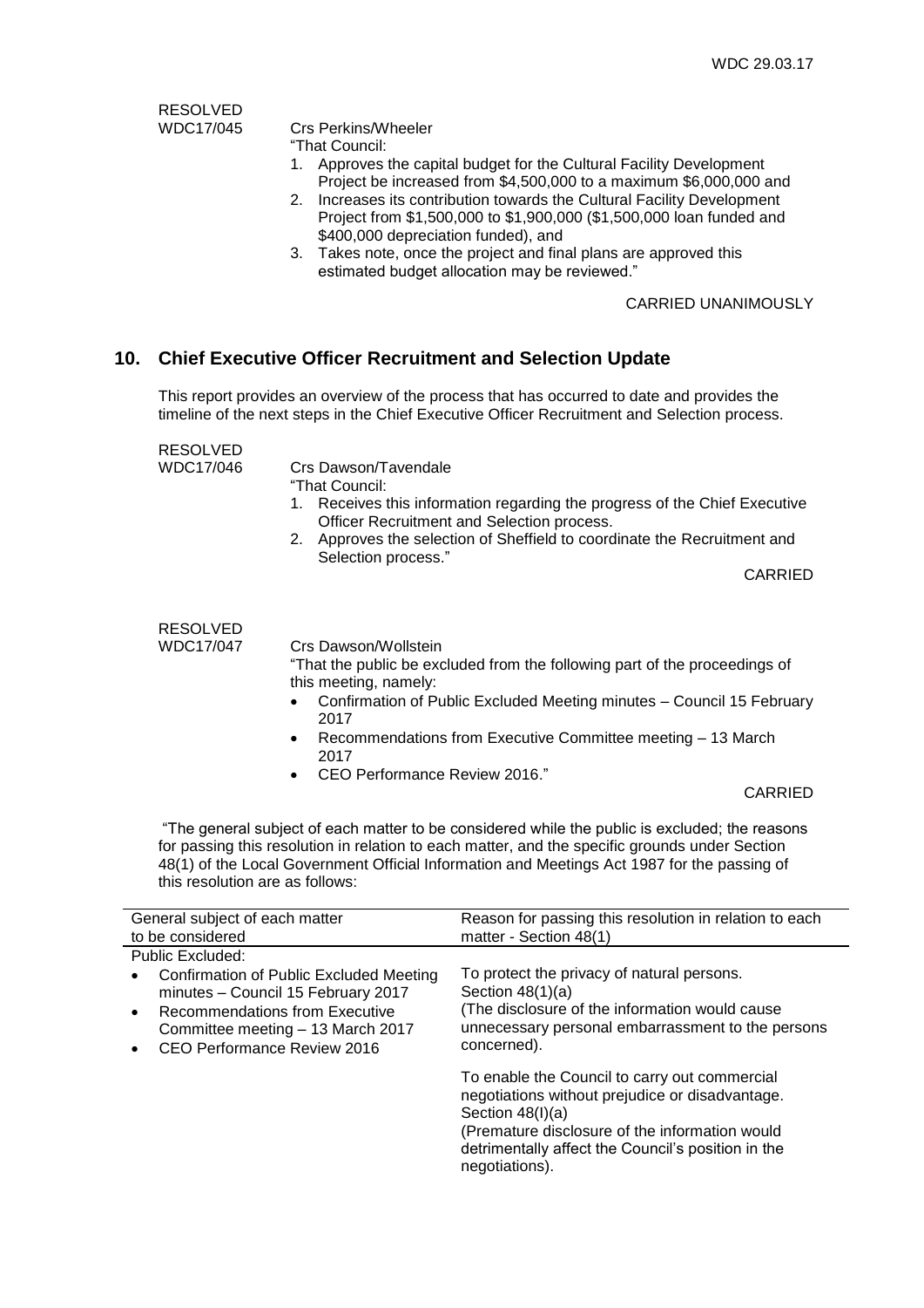RESOLVED
WDC17/045

Crs Perkins/Wheeler

"That Council:

1. Approves the capital budget for the Cultural Facility Development Project be increased from $4,500,000 to a maximum $6,000,000 and
2. Increases its contribution towards the Cultural Facility Development Project from $1,500,000 to $1,900,000 ($1,500,000 loan funded and $400,000 depreciation funded), and
3. Takes note, once the project and final plans are approved this estimated budget allocation may be reviewed."

CARRIED UNANIMOUSLY

## 10. Chief Executive Officer Recruitment and Selection Update

This report provides an overview of the process that has occurred to date and provides the timeline of the next steps in the Chief Executive Officer Recruitment and Selection process.

RESOLVED
WDC17/046

Crs Dawson/Tavendale

"That Council:

1. Receives this information regarding the progress of the Chief Executive Officer Recruitment and Selection process.
2. Approves the selection of Sheffield to coordinate the Recruitment and Selection process."

CARRIED

RESOLVED
WDC17/047

Crs Dawson/Wollstein

"That the public be excluded from the following part of the proceedings of this meeting, namely:

- Confirmation of Public Excluded Meeting minutes – Council 15 February 2017
- Recommendations from Executive Committee meeting – 13 March 2017
- CEO Performance Review 2016."

CARRIED

"The general subject of each matter to be considered while the public is excluded; the reasons for passing this resolution in relation to each matter, and the specific grounds under Section 48(1) of the Local Government Official Information and Meetings Act 1987 for the passing of this resolution are as follows:

| General subject of each matter to be considered | Reason for passing this resolution in relation to each matter - Section 48(1) |
|---|---|
| Public Excluded:<br>• Confirmation of Public Excluded Meeting minutes – Council 15 February 2017<br>• Recommendations from Executive Committee meeting – 13 March 2017<br>• CEO Performance Review 2016 | To protect the privacy of natural persons.<br>Section 48(1)(a)<br>(The disclosure of the information would cause unnecessary personal embarrassment to the persons concerned).<br><br>To enable the Council to carry out commercial negotiations without prejudice or disadvantage.<br>Section 48(I)(a)<br>(Premature disclosure of the information would detrimentally affect the Council's position in the negotiations). |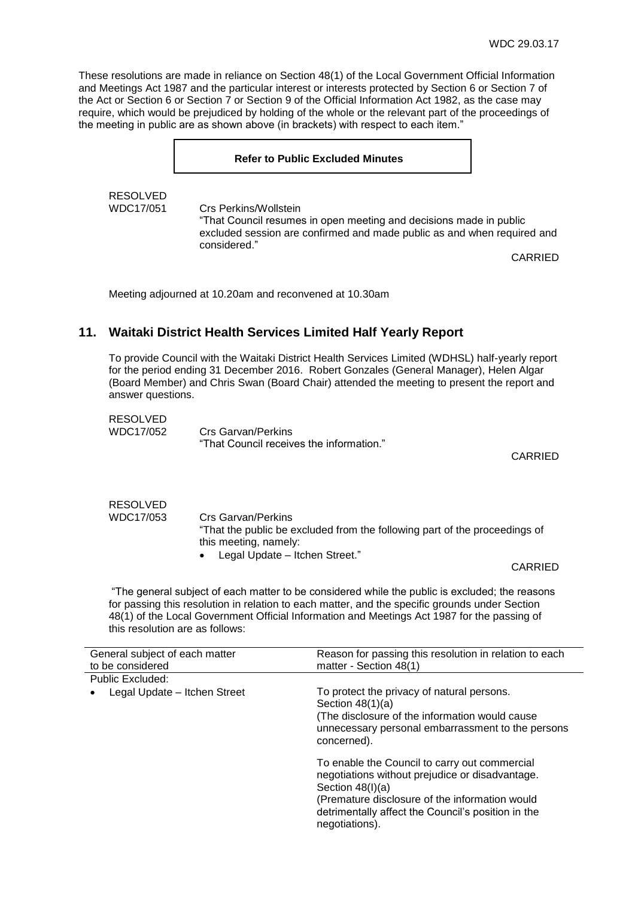These resolutions are made in reliance on Section 48(1) of the Local Government Official Information and Meetings Act 1987 and the particular interest or interests protected by Section 6 or Section 7 of the Act or Section 6 or Section 7 or Section 9 of the Official Information Act 1982, as the case may require, which would be prejudiced by holding of the whole or the relevant part of the proceedings of the meeting in public are as shown above (in brackets) with respect to each item."

**Refer to Public Excluded Minutes**

RESOLVED
WDC17/051 Crs Perkins/Wollstein
"That Council resumes in open meeting and decisions made in public excluded session are confirmed and made public as and when required and considered."

CARRIED

Meeting adjourned at 10.20am and reconvened at 10.30am

## 11. Waitaki District Health Services Limited Half Yearly Report

To provide Council with the Waitaki District Health Services Limited (WDHSL) half-yearly report for the period ending 31 December 2016. Robert Gonzales (General Manager), Helen Algar (Board Member) and Chris Swan (Board Chair) attended the meeting to present the report and answer questions.

RESOLVED
WDC17/052 Crs Garvan/Perkins
"That Council receives the information."

CARRIED

RESOLVED
WDC17/053 Crs Garvan/Perkins
"That the public be excluded from the following part of the proceedings of this meeting, namely:

- Legal Update – Itchen Street."

CARRIED

"The general subject of each matter to be considered while the public is excluded; the reasons for passing this resolution in relation to each matter, and the specific grounds under Section 48(1) of the Local Government Official Information and Meetings Act 1987 for the passing of this resolution are as follows:

| General subject of each matter to be considered | Reason for passing this resolution in relation to each matter - Section 48(1) |
|---|---|
| Public Excluded: | |
| • Legal Update – Itchen Street | To protect the privacy of natural persons. Section 48(1)(a) (The disclosure of the information would cause unnecessary personal embarrassment to the persons concerned). |
| | To enable the Council to carry out commercial negotiations without prejudice or disadvantage. Section 48(I)(a) (Premature disclosure of the information would detrimentally affect the Council's position in the negotiations). |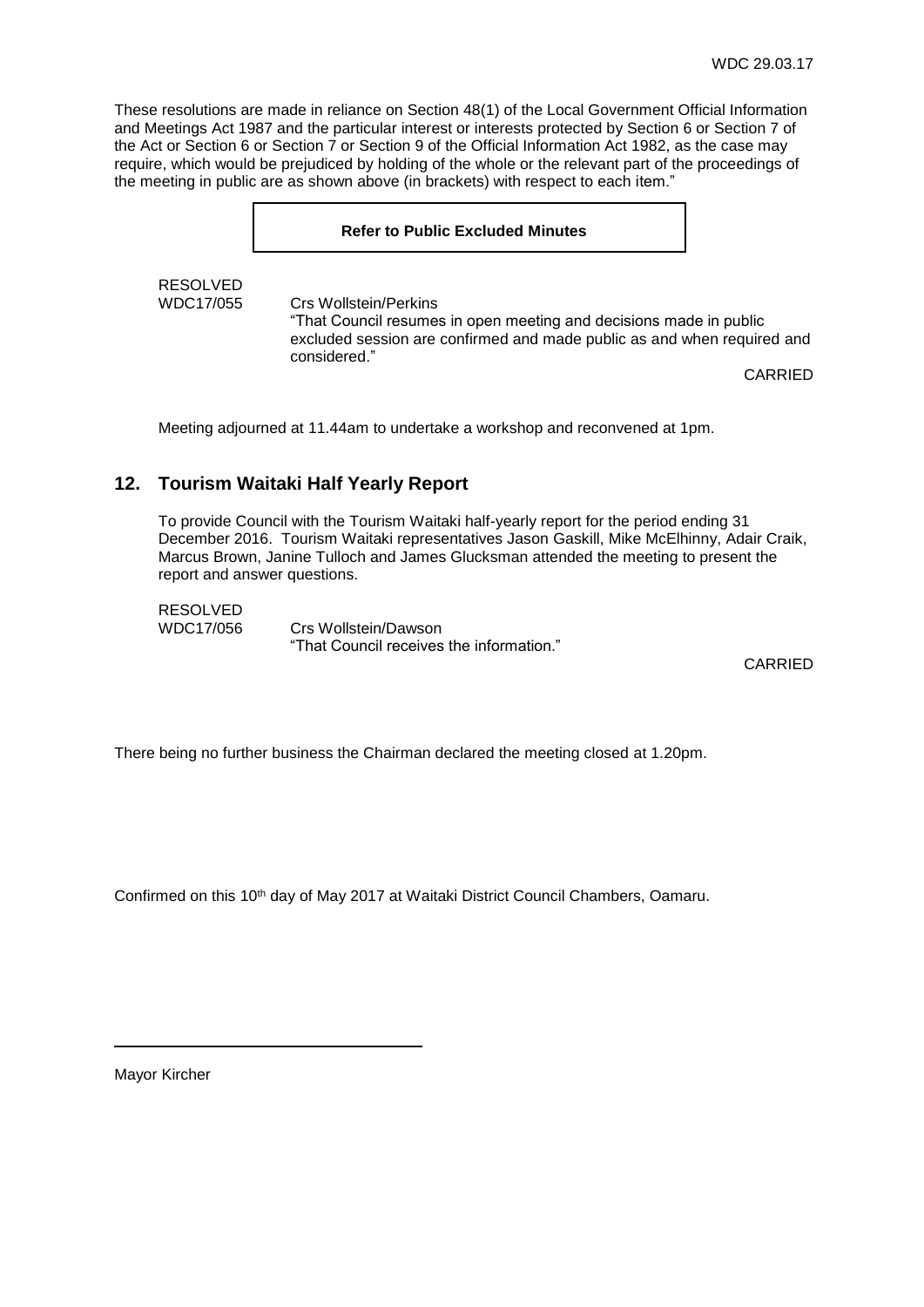These resolutions are made in reliance on Section 48(1) of the Local Government Official Information and Meetings Act 1987 and the particular interest or interests protected by Section 6 or Section 7 of the Act or Section 6 or Section 7 or Section 9 of the Official Information Act 1982, as the case may require, which would be prejudiced by holding of the whole or the relevant part of the proceedings of the meeting in public are as shown above (in brackets) with respect to each item."

**Refer to Public Excluded Minutes**

RESOLVED
WDC17/055 Crs Wollstein/Perkins
"That Council resumes in open meeting and decisions made in public excluded session are confirmed and made public as and when required and considered."

CARRIED

Meeting adjourned at 11.44am to undertake a workshop and reconvened at 1pm.

## 12. Tourism Waitaki Half Yearly Report

To provide Council with the Tourism Waitaki half-yearly report for the period ending 31 December 2016. Tourism Waitaki representatives Jason Gaskill, Mike McElhinny, Adair Craik, Marcus Brown, Janine Tulloch and James Glucksman attended the meeting to present the report and answer questions.

RESOLVED
WDC17/056 Crs Wollstein/Dawson
"That Council receives the information."

CARRIED

There being no further business the Chairman declared the meeting closed at 1.20pm.

Confirmed on this 10th day of May 2017 at Waitaki District Council Chambers, Oamaru.

Mayor Kircher